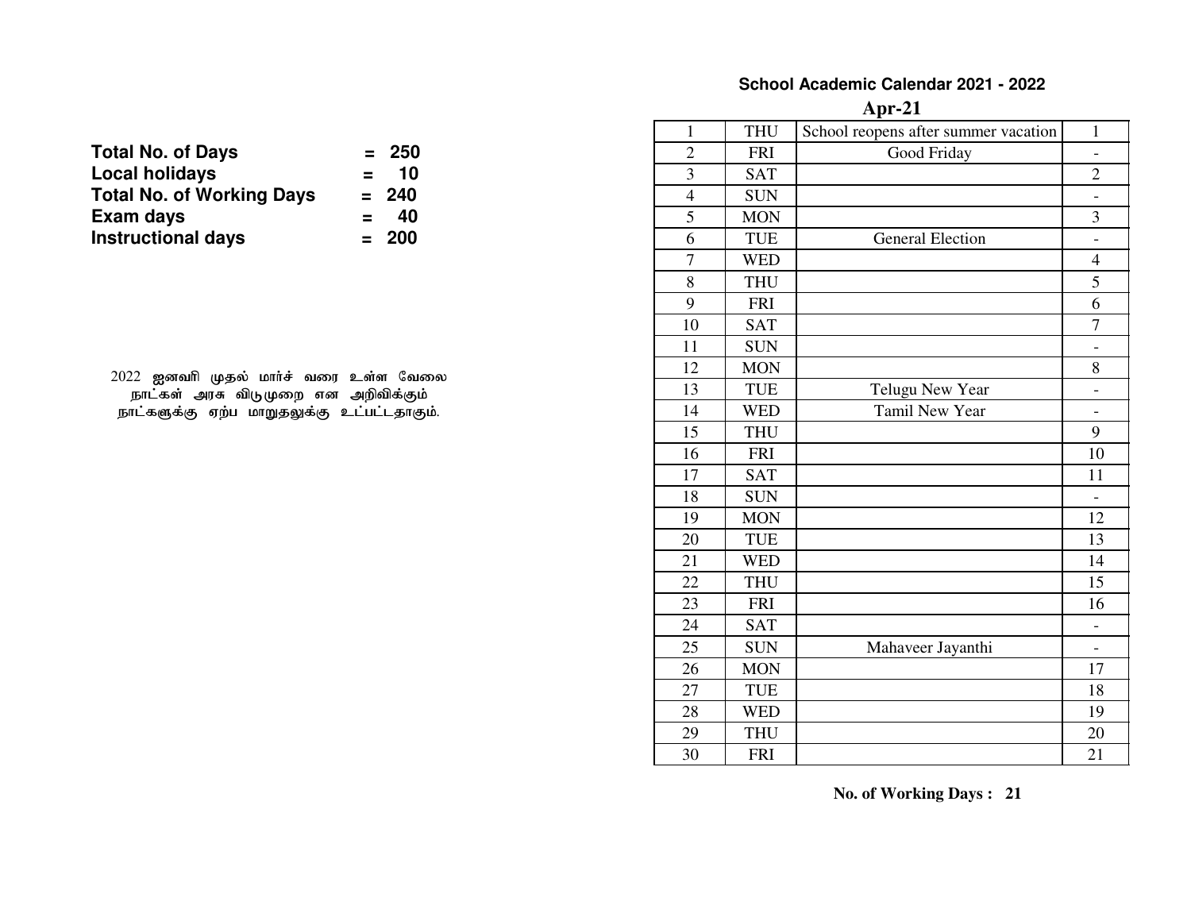**Total No. of Days = 250**
**Local holidays = 10**
**Total No. of Working Days = 240**
**Exam days = 40**
**Instructional days = 200**

2022 ஜனவரி முதல் மார்ச் வரை உள்ள வேலை நாட்கள் அரசு விடுமுறை என அறிவிக்கும் நாட்களுக்கு ஏற்ப மாறுதலுக்கு உட்பட்டதாகும்.

## School Academic Calendar 2021 - 2022

### Apr-21

| | | | |
|---|---|---|---|
| 1 | THU | School reopens after summer vacation | 1 |
| 2 | FRI | Good Friday | - |
| 3 | SAT | | 2 |
| 4 | SUN | | - |
| 5 | MON | | 3 |
| 6 | TUE | General Election | - |
| 7 | WED | | 4 |
| 8 | THU | | 5 |
| 9 | FRI | | 6 |
| 10 | SAT | | 7 |
| 11 | SUN | | - |
| 12 | MON | | 8 |
| 13 | TUE | Telugu New Year | - |
| 14 | WED | Tamil New Year | - |
| 15 | THU | | 9 |
| 16 | FRI | | 10 |
| 17 | SAT | | 11 |
| 18 | SUN | | - |
| 19 | MON | | 12 |
| 20 | TUE | | 13 |
| 21 | WED | | 14 |
| 22 | THU | | 15 |
| 23 | FRI | | 16 |
| 24 | SAT | | - |
| 25 | SUN | Mahaveer Jayanthi | - |
| 26 | MON | | 17 |
| 27 | TUE | | 18 |
| 28 | WED | | 19 |
| 29 | THU | | 20 |
| 30 | FRI | | 21 |

**No. of Working Days : 21**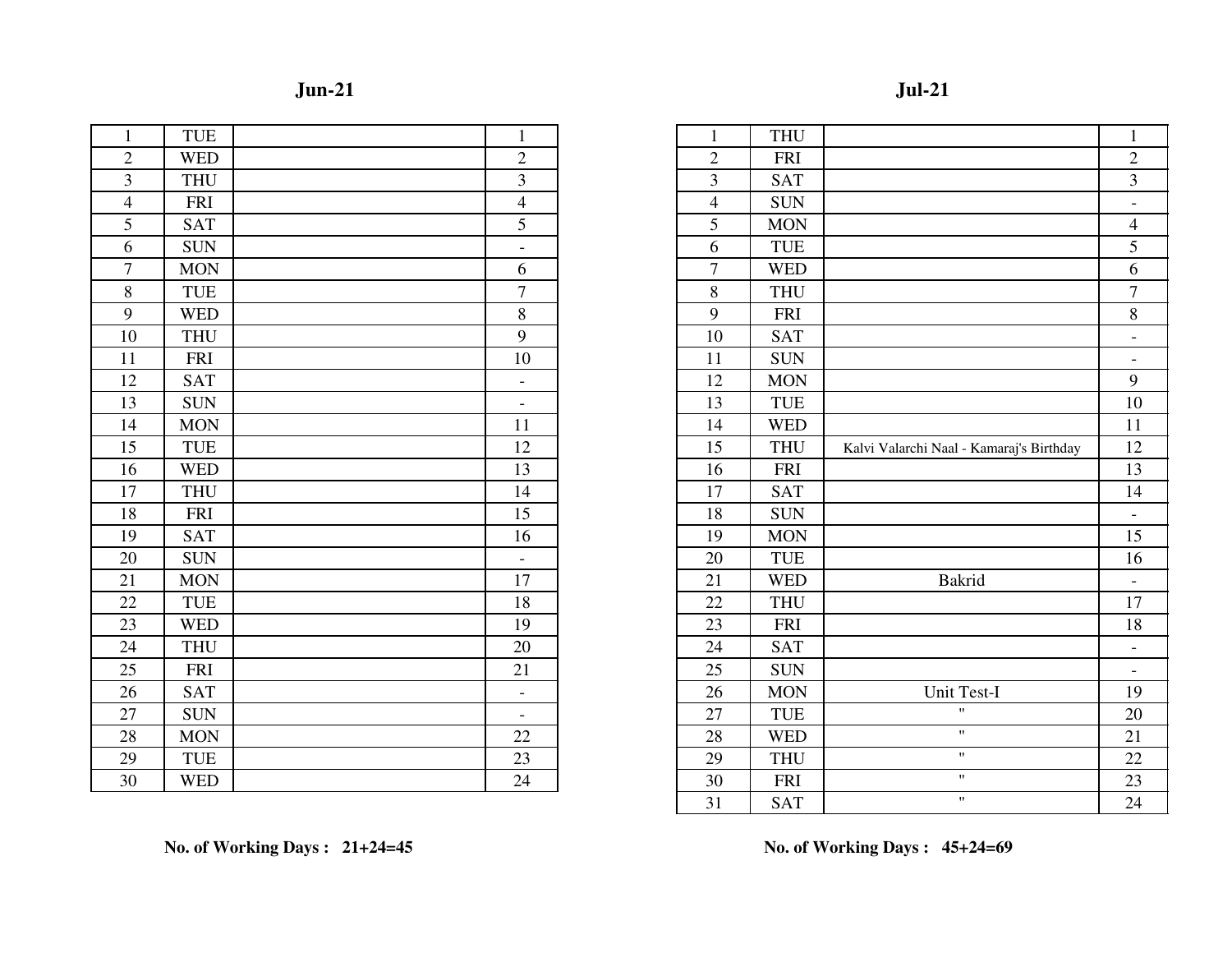## Jun-21

| | | | |
|---|---|---|---|
| 1 | TUE | | 1 |
| 2 | WED | | 2 |
| 3 | THU | | 3 |
| 4 | FRI | | 4 |
| 5 | SAT | | 5 |
| 6 | SUN | | - |
| 7 | MON | | 6 |
| 8 | TUE | | 7 |
| 9 | WED | | 8 |
| 10 | THU | | 9 |
| 11 | FRI | | 10 |
| 12 | SAT | | - |
| 13 | SUN | | - |
| 14 | MON | | 11 |
| 15 | TUE | | 12 |
| 16 | WED | | 13 |
| 17 | THU | | 14 |
| 18 | FRI | | 15 |
| 19 | SAT | | 16 |
| 20 | SUN | | - |
| 21 | MON | | 17 |
| 22 | TUE | | 18 |
| 23 | WED | | 19 |
| 24 | THU | | 20 |
| 25 | FRI | | 21 |
| 26 | SAT | | - |
| 27 | SUN | | - |
| 28 | MON | | 22 |
| 29 | TUE | | 23 |
| 30 | WED | | 24 |

**No. of Working Days : 21+24=45**

## Jul-21

| | | | |
|---|---|---|---|
| 1 | THU | | 1 |
| 2 | FRI | | 2 |
| 3 | SAT | | 3 |
| 4 | SUN | | - |
| 5 | MON | | 4 |
| 6 | TUE | | 5 |
| 7 | WED | | 6 |
| 8 | THU | | 7 |
| 9 | FRI | | 8 |
| 10 | SAT | | - |
| 11 | SUN | | - |
| 12 | MON | | 9 |
| 13 | TUE | | 10 |
| 14 | WED | | 11 |
| 15 | THU | Kalvi Valarchi Naal - Kamaraj's Birthday | 12 |
| 16 | FRI | | 13 |
| 17 | SAT | | 14 |
| 18 | SUN | | - |
| 19 | MON | | 15 |
| 20 | TUE | | 16 |
| 21 | WED | Bakrid | - |
| 22 | THU | | 17 |
| 23 | FRI | | 18 |
| 24 | SAT | | - |
| 25 | SUN | | - |
| 26 | MON | Unit Test-I | 19 |
| 27 | TUE | " | 20 |
| 28 | WED | " | 21 |
| 29 | THU | " | 22 |
| 30 | FRI | " | 23 |
| 31 | SAT | " | 24 |

**No. of Working Days : 45+24=69**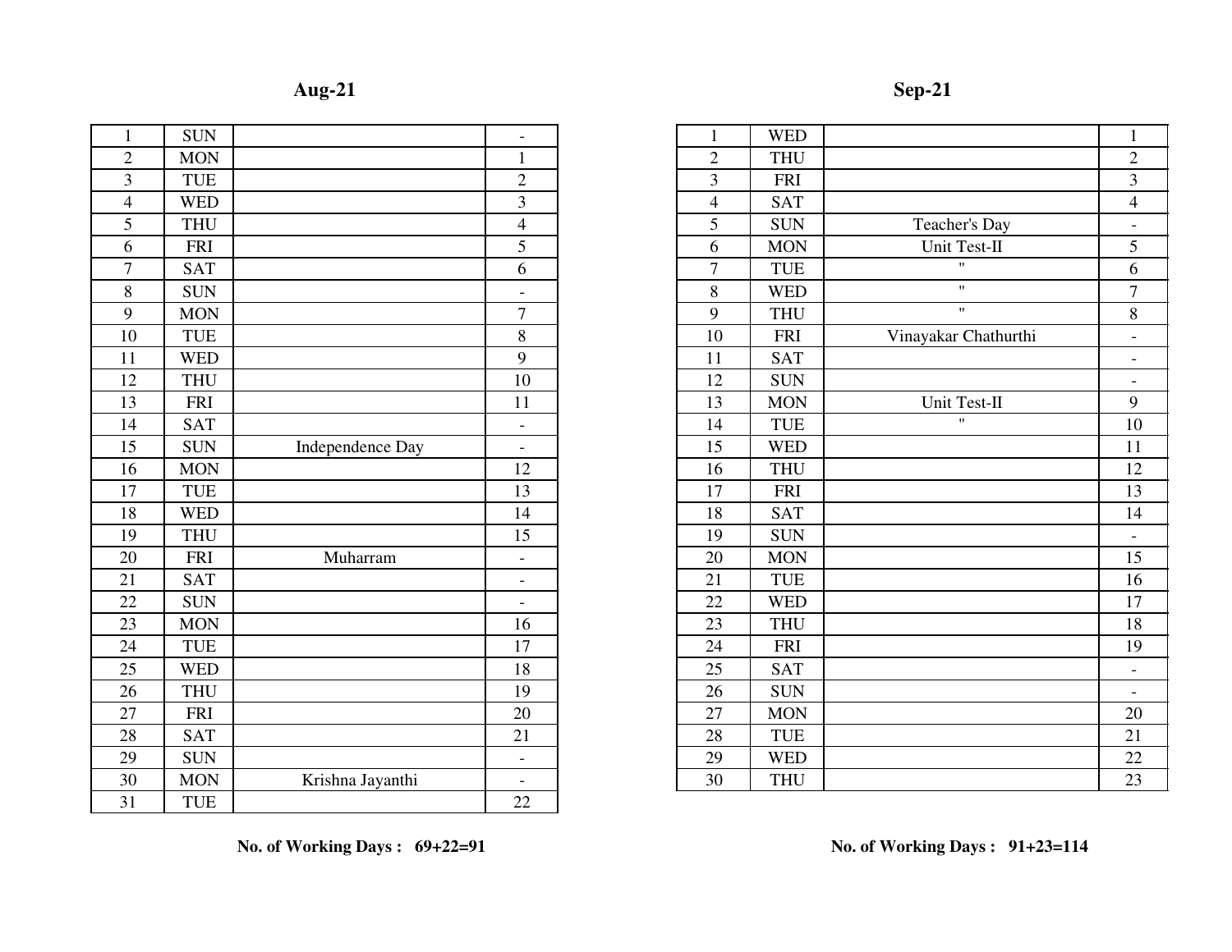## Aug-21

| | | | |
|---|---|---|---|
| 1 | SUN | | - |
| 2 | MON | | 1 |
| 3 | TUE | | 2 |
| 4 | WED | | 3 |
| 5 | THU | | 4 |
| 6 | FRI | | 5 |
| 7 | SAT | | 6 |
| 8 | SUN | | - |
| 9 | MON | | 7 |
| 10 | TUE | | 8 |
| 11 | WED | | 9 |
| 12 | THU | | 10 |
| 13 | FRI | | 11 |
| 14 | SAT | | - |
| 15 | SUN | Independence Day | - |
| 16 | MON | | 12 |
| 17 | TUE | | 13 |
| 18 | WED | | 14 |
| 19 | THU | | 15 |
| 20 | FRI | Muharram | - |
| 21 | SAT | | - |
| 22 | SUN | | - |
| 23 | MON | | 16 |
| 24 | TUE | | 17 |
| 25 | WED | | 18 |
| 26 | THU | | 19 |
| 27 | FRI | | 20 |
| 28 | SAT | | 21 |
| 29 | SUN | | - |
| 30 | MON | Krishna Jayanthi | - |
| 31 | TUE | | 22 |

**No. of Working Days : 69+22=91**

## Sep-21

| | | | |
|---|---|---|---|
| 1 | WED | | 1 |
| 2 | THU | | 2 |
| 3 | FRI | | 3 |
| 4 | SAT | | 4 |
| 5 | SUN | Teacher's Day | - |
| 6 | MON | Unit Test-II | 5 |
| 7 | TUE | " | 6 |
| 8 | WED | " | 7 |
| 9 | THU | " | 8 |
| 10 | FRI | Vinayakar Chathurthi | - |
| 11 | SAT | | - |
| 12 | SUN | | - |
| 13 | MON | Unit Test-II | 9 |
| 14 | TUE | " | 10 |
| 15 | WED | | 11 |
| 16 | THU | | 12 |
| 17 | FRI | | 13 |
| 18 | SAT | | 14 |
| 19 | SUN | | - |
| 20 | MON | | 15 |
| 21 | TUE | | 16 |
| 22 | WED | | 17 |
| 23 | THU | | 18 |
| 24 | FRI | | 19 |
| 25 | SAT | | - |
| 26 | SUN | | - |
| 27 | MON | | 20 |
| 28 | TUE | | 21 |
| 29 | WED | | 22 |
| 30 | THU | | 23 |

**No. of Working Days : 91+23=114**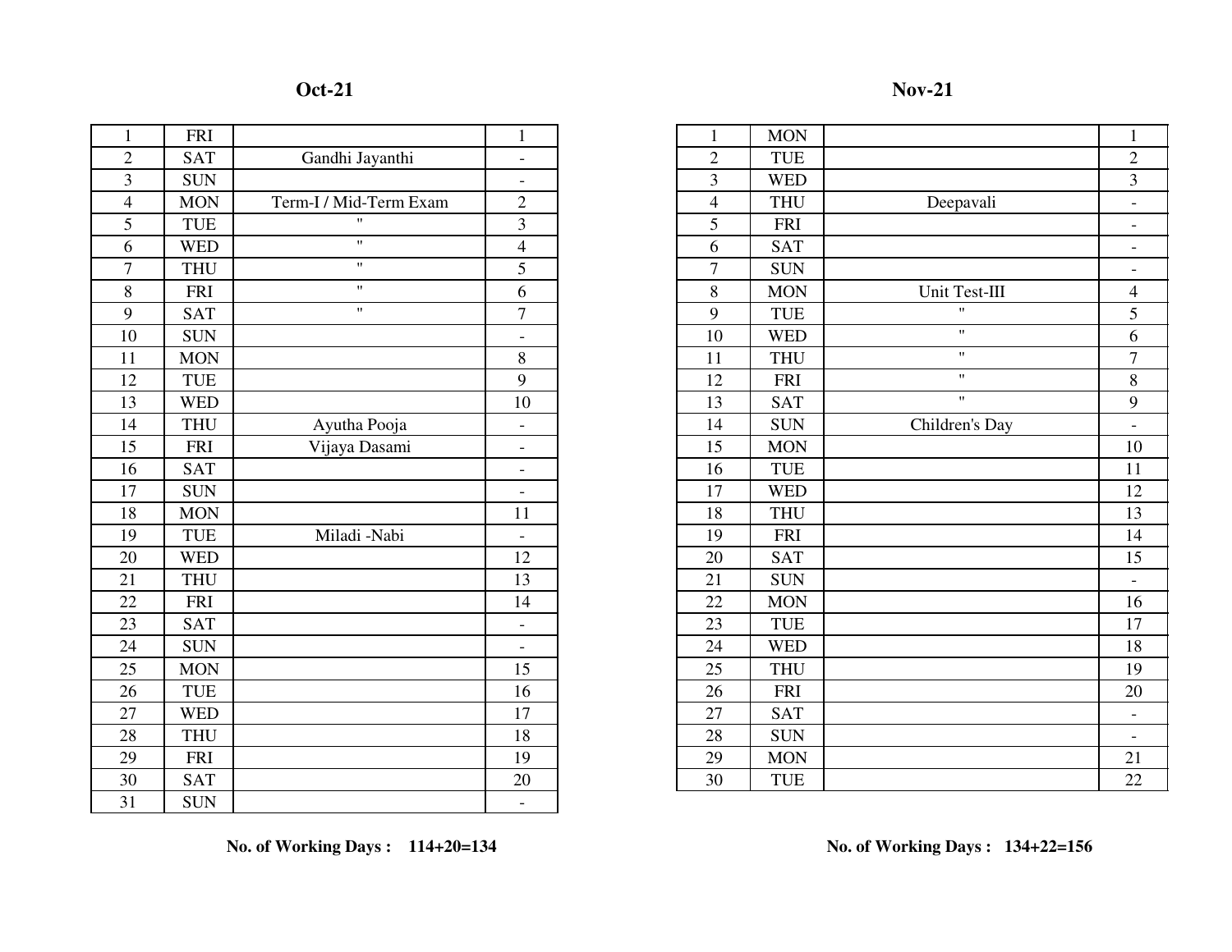## Oct-21

| | | | |
|---|---|---|---|
| 1 | FRI | | 1 |
| 2 | SAT | Gandhi Jayanthi | - |
| 3 | SUN | | - |
| 4 | MON | Term-I / Mid-Term Exam | 2 |
| 5 | TUE | " | 3 |
| 6 | WED | " | 4 |
| 7 | THU | " | 5 |
| 8 | FRI | " | 6 |
| 9 | SAT | " | 7 |
| 10 | SUN | | - |
| 11 | MON | | 8 |
| 12 | TUE | | 9 |
| 13 | WED | | 10 |
| 14 | THU | Ayutha Pooja | - |
| 15 | FRI | Vijaya Dasami | - |
| 16 | SAT | | - |
| 17 | SUN | | - |
| 18 | MON | | 11 |
| 19 | TUE | Miladi -Nabi | - |
| 20 | WED | | 12 |
| 21 | THU | | 13 |
| 22 | FRI | | 14 |
| 23 | SAT | | - |
| 24 | SUN | | - |
| 25 | MON | | 15 |
| 26 | TUE | | 16 |
| 27 | WED | | 17 |
| 28 | THU | | 18 |
| 29 | FRI | | 19 |
| 30 | SAT | | 20 |
| 31 | SUN | | - |

**No. of Working Days : 114+20=134**

## Nov-21

| | | | |
|---|---|---|---|
| 1 | MON | | 1 |
| 2 | TUE | | 2 |
| 3 | WED | | 3 |
| 4 | THU | Deepavali | - |
| 5 | FRI | | - |
| 6 | SAT | | - |
| 7 | SUN | | - |
| 8 | MON | Unit Test-III | 4 |
| 9 | TUE | " | 5 |
| 10 | WED | " | 6 |
| 11 | THU | " | 7 |
| 12 | FRI | " | 8 |
| 13 | SAT | " | 9 |
| 14 | SUN | Children's Day | - |
| 15 | MON | | 10 |
| 16 | TUE | | 11 |
| 17 | WED | | 12 |
| 18 | THU | | 13 |
| 19 | FRI | | 14 |
| 20 | SAT | | 15 |
| 21 | SUN | | - |
| 22 | MON | | 16 |
| 23 | TUE | | 17 |
| 24 | WED | | 18 |
| 25 | THU | | 19 |
| 26 | FRI | | 20 |
| 27 | SAT | | - |
| 28 | SUN | | - |
| 29 | MON | | 21 |
| 30 | TUE | | 22 |

**No. of Working Days : 134+22=156**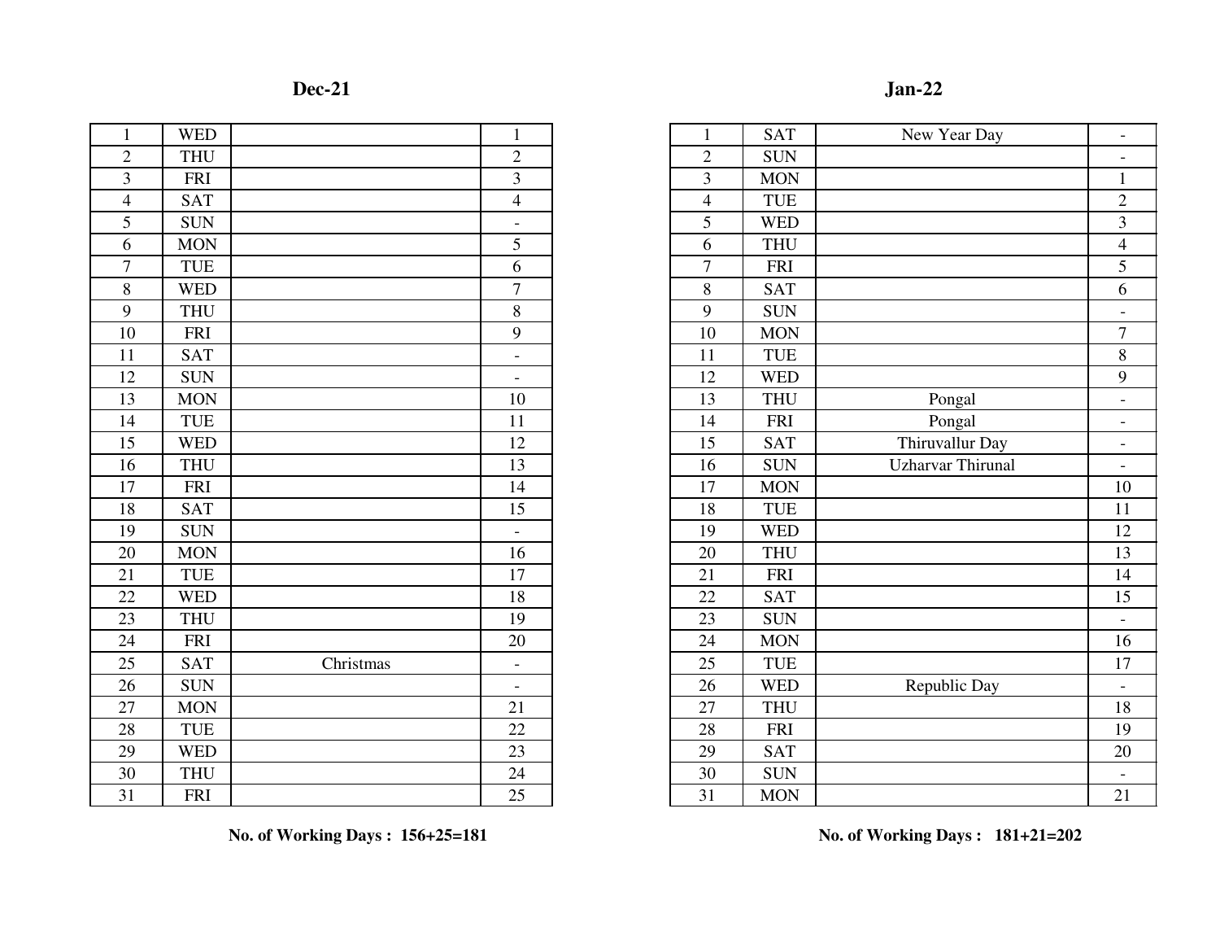## Dec-21

| | | | |
|---|---|---|---|
| 1 | WED | | 1 |
| 2 | THU | | 2 |
| 3 | FRI | | 3 |
| 4 | SAT | | 4 |
| 5 | SUN | | - |
| 6 | MON | | 5 |
| 7 | TUE | | 6 |
| 8 | WED | | 7 |
| 9 | THU | | 8 |
| 10 | FRI | | 9 |
| 11 | SAT | | - |
| 12 | SUN | | - |
| 13 | MON | | 10 |
| 14 | TUE | | 11 |
| 15 | WED | | 12 |
| 16 | THU | | 13 |
| 17 | FRI | | 14 |
| 18 | SAT | | 15 |
| 19 | SUN | | - |
| 20 | MON | | 16 |
| 21 | TUE | | 17 |
| 22 | WED | | 18 |
| 23 | THU | | 19 |
| 24 | FRI | | 20 |
| 25 | SAT | Christmas | - |
| 26 | SUN | | - |
| 27 | MON | | 21 |
| 28 | TUE | | 22 |
| 29 | WED | | 23 |
| 30 | THU | | 24 |
| 31 | FRI | | 25 |

**No. of Working Days : 156+25=181**

## Jan-22

| | | | |
|---|---|---|---|
| 1 | SAT | New Year Day | - |
| 2 | SUN | | - |
| 3 | MON | | 1 |
| 4 | TUE | | 2 |
| 5 | WED | | 3 |
| 6 | THU | | 4 |
| 7 | FRI | | 5 |
| 8 | SAT | | 6 |
| 9 | SUN | | - |
| 10 | MON | | 7 |
| 11 | TUE | | 8 |
| 12 | WED | | 9 |
| 13 | THU | Pongal | - |
| 14 | FRI | Pongal | - |
| 15 | SAT | Thiruvallur Day | - |
| 16 | SUN | Uzharvar Thirunal | - |
| 17 | MON | | 10 |
| 18 | TUE | | 11 |
| 19 | WED | | 12 |
| 20 | THU | | 13 |
| 21 | FRI | | 14 |
| 22 | SAT | | 15 |
| 23 | SUN | | - |
| 24 | MON | | 16 |
| 25 | TUE | | 17 |
| 26 | WED | Republic Day | - |
| 27 | THU | | 18 |
| 28 | FRI | | 19 |
| 29 | SAT | | 20 |
| 30 | SUN | | - |
| 31 | MON | | 21 |

**No. of Working Days : 181+21=202**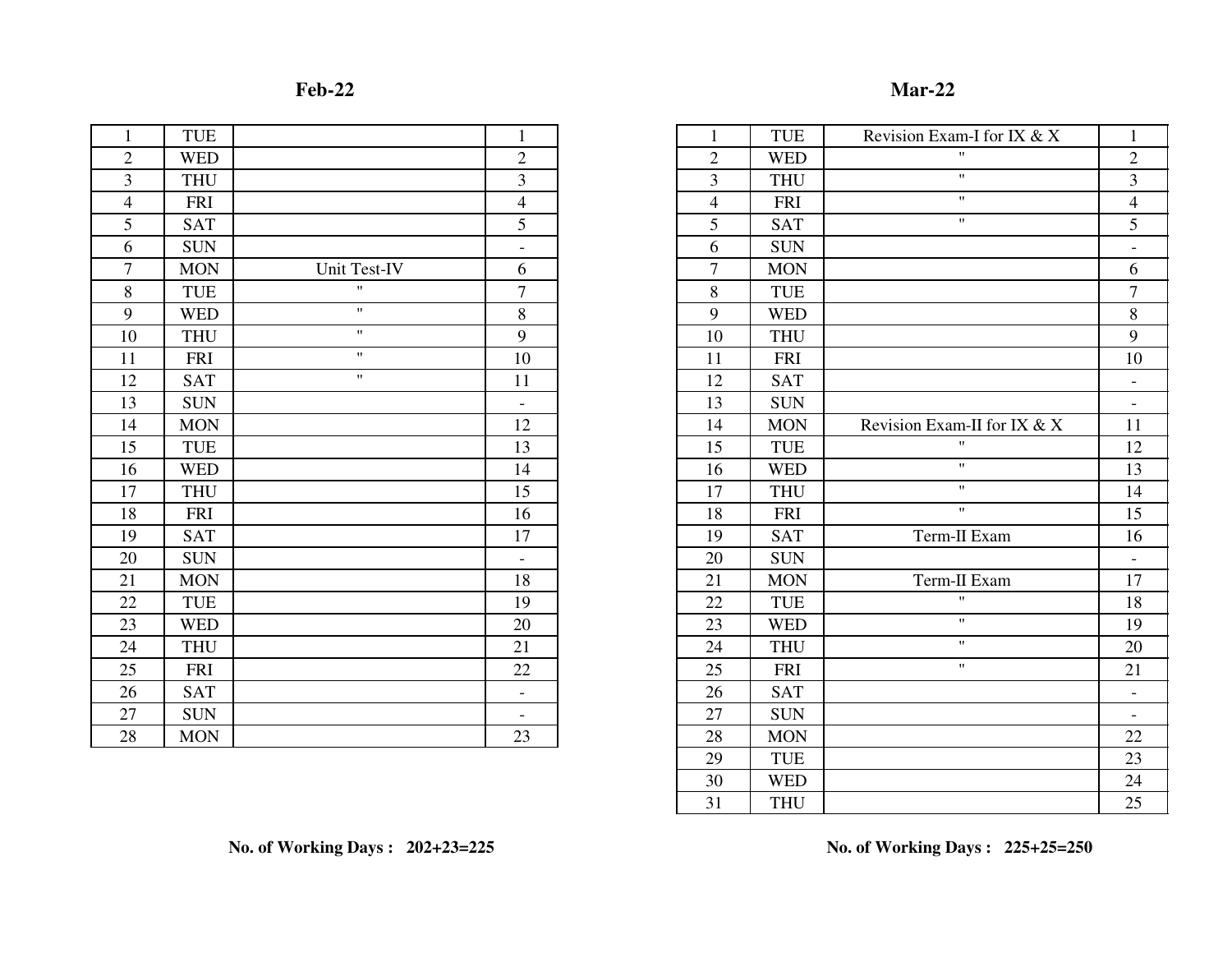## Feb-22

| | | | |
|---|---|---|---|
| 1 | TUE | | 1 |
| 2 | WED | | 2 |
| 3 | THU | | 3 |
| 4 | FRI | | 4 |
| 5 | SAT | | 5 |
| 6 | SUN | | - |
| 7 | MON | Unit Test-IV | 6 |
| 8 | TUE | " | 7 |
| 9 | WED | " | 8 |
| 10 | THU | " | 9 |
| 11 | FRI | " | 10 |
| 12 | SAT | " | 11 |
| 13 | SUN | | - |
| 14 | MON | | 12 |
| 15 | TUE | | 13 |
| 16 | WED | | 14 |
| 17 | THU | | 15 |
| 18 | FRI | | 16 |
| 19 | SAT | | 17 |
| 20 | SUN | | - |
| 21 | MON | | 18 |
| 22 | TUE | | 19 |
| 23 | WED | | 20 |
| 24 | THU | | 21 |
| 25 | FRI | | 22 |
| 26 | SAT | | - |
| 27 | SUN | | - |
| 28 | MON | | 23 |

**No. of Working Days : 202+23=225**

## Mar-22

| | | | |
|---|---|---|---|
| 1 | TUE | Revision Exam-I for IX & X | 1 |
| 2 | WED | " | 2 |
| 3 | THU | " | 3 |
| 4 | FRI | " | 4 |
| 5 | SAT | " | 5 |
| 6 | SUN | | - |
| 7 | MON | | 6 |
| 8 | TUE | | 7 |
| 9 | WED | | 8 |
| 10 | THU | | 9 |
| 11 | FRI | | 10 |
| 12 | SAT | | - |
| 13 | SUN | | - |
| 14 | MON | Revision Exam-II for IX & X | 11 |
| 15 | TUE | " | 12 |
| 16 | WED | " | 13 |
| 17 | THU | " | 14 |
| 18 | FRI | " | 15 |
| 19 | SAT | Term-II Exam | 16 |
| 20 | SUN | | - |
| 21 | MON | Term-II Exam | 17 |
| 22 | TUE | " | 18 |
| 23 | WED | " | 19 |
| 24 | THU | " | 20 |
| 25 | FRI | " | 21 |
| 26 | SAT | | - |
| 27 | SUN | | - |
| 28 | MON | | 22 |
| 29 | TUE | | 23 |
| 30 | WED | | 24 |
| 31 | THU | | 25 |

**No. of Working Days : 225+25=250**